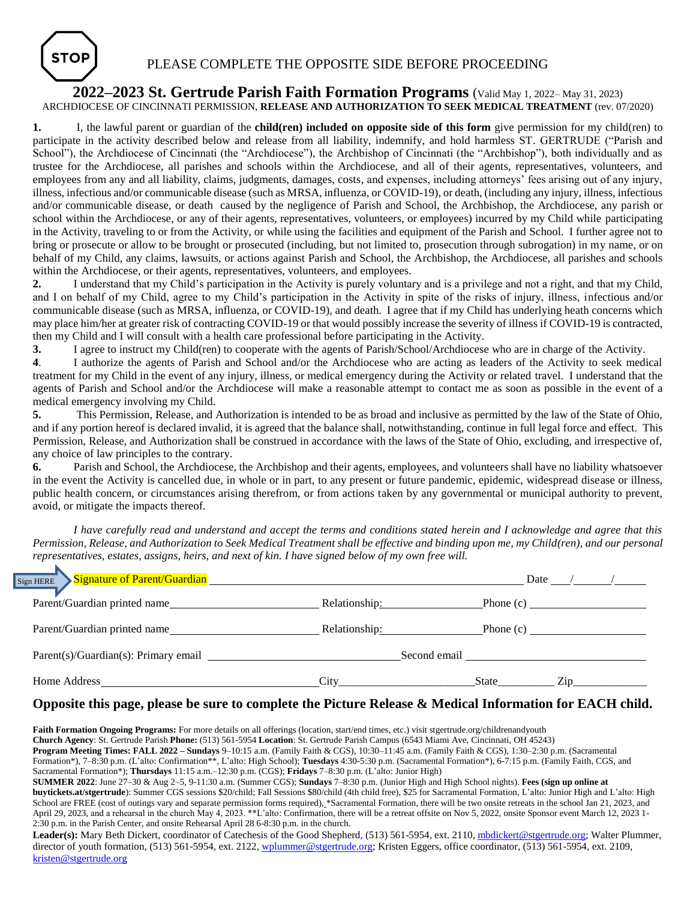STOP PLEASE COMPLETE THE OPPOSITE SIDE BEFORE PROCEEDING

# 2022–2023 St. Gertrude Parish Faith Formation Programs (Valid May 1, 2022– May 31, 2023)

ARCHDIOCESE OF CINCINNATI PERMISSION, **RELEASE AND AUTHORIZATION TO SEEK MEDICAL TREATMENT** (rev. 07/2020)

**1.** I, the lawful parent or guardian of the **child(ren) included on opposite side of this form** give permission for my child(ren) to participate in the activity described below and release from all liability, indemnify, and hold harmless ST. GERTRUDE ("Parish and School"), the Archdiocese of Cincinnati (the "Archdiocese"), the Archbishop of Cincinnati (the "Archbishop"), both individually and as trustee for the Archdiocese, all parishes and schools within the Archdiocese, and all of their agents, representatives, volunteers, and employees from any and all liability, claims, judgments, damages, costs, and expenses, including attorneys' fees arising out of any injury, illness, infectious and/or communicable disease (such as MRSA, influenza, or COVID-19), or death, (including any injury, illness, infectious and/or communicable disease, or death caused by the negligence of Parish and School, the Archbishop, the Archdiocese, any parish or school within the Archdiocese, or any of their agents, representatives, volunteers, or employees) incurred by my Child while participating in the Activity, traveling to or from the Activity, or while using the facilities and equipment of the Parish and School. I further agree not to bring or prosecute or allow to be brought or prosecuted (including, but not limited to, prosecution through subrogation) in my name, or on behalf of my Child, any claims, lawsuits, or actions against Parish and School, the Archbishop, the Archdiocese, all parishes and schools within the Archdiocese, or their agents, representatives, volunteers, and employees.

**2.** I understand that my Child's participation in the Activity is purely voluntary and is a privilege and not a right, and that my Child, and I on behalf of my Child, agree to my Child's participation in the Activity in spite of the risks of injury, illness, infectious and/or communicable disease (such as MRSA, influenza, or COVID-19), and death. I agree that if my Child has underlying heath concerns which may place him/her at greater risk of contracting COVID-19 or that would possibly increase the severity of illness if COVID-19 is contracted, then my Child and I will consult with a health care professional before participating in the Activity.

**3.** I agree to instruct my Child(ren) to cooperate with the agents of Parish/School/Archdiocese who are in charge of the Activity.

**4**. I authorize the agents of Parish and School and/or the Archdiocese who are acting as leaders of the Activity to seek medical treatment for my Child in the event of any injury, illness, or medical emergency during the Activity or related travel. I understand that the agents of Parish and School and/or the Archdiocese will make a reasonable attempt to contact me as soon as possible in the event of a medical emergency involving my Child.

**5.** This Permission, Release, and Authorization is intended to be as broad and inclusive as permitted by the law of the State of Ohio, and if any portion hereof is declared invalid, it is agreed that the balance shall, notwithstanding, continue in full legal force and effect. This Permission, Release, and Authorization shall be construed in accordance with the laws of the State of Ohio, excluding, and irrespective of, any choice of law principles to the contrary.

**6.** Parish and School, the Archdiocese, the Archbishop and their agents, employees, and volunteers shall have no liability whatsoever in the event the Activity is cancelled due, in whole or in part, to any present or future pandemic, epidemic, widespread disease or illness, public health concern, or circumstances arising therefrom, or from actions taken by any governmental or municipal authority to prevent, avoid, or mitigate the impacts thereof.

*I have carefully read and understand and accept the terms and conditions stated herein and I acknowledge and agree that this Permission, Release, and Authorization to Seek Medical Treatment shall be effective and binding upon me, my Child(ren), and our personal representatives, estates, assigns, heirs, and next of kin. I have signed below of my own free will.*

Sign HERE Signature of Parent/Guardian ______________________________ Date ___/___/___

Parent/Guardian printed name ____________________ Relationship: ____________ Phone (c) ______________

Parent/Guardian printed name ____________________ Relationship: ____________ Phone (c) ______________

Parent(s)/Guardian(s): Primary email ______________________ Second email ______________________

Home Address ______________________ City ______________ State ________ Zip __________

## Opposite this page, please be sure to complete the Picture Release & Medical Information for EACH child.

**Faith Formation Ongoing Programs:** For more details on all offerings (location, start/end times, etc.) visit stgertrude.org/childrenandyouth

**Church Agency**: St. Gertrude Parish **Phone:** (513) 561-5954 **Location**: St. Gertrude Parish Campus (6543 Miami Ave, Cincinnati, OH 45243)

**Program Meeting Times: FALL 2022 – Sundays** 9–10:15 a.m. (Family Faith & CGS), 10:30–11:45 a.m. (Family Faith & CGS), 1:30–2:30 p.m. (Sacramental Formation*), 7–8:30 p.m. (L'alto: Confirmation**, L'alto: High School); **Tuesdays** 4:30-5:30 p.m. (Sacramental Formation*), 6-7:15 p.m. (Family Faith, CGS, and Sacramental Formation*); **Thursdays** 11:15 a.m.–12:30 p.m. (CGS); **Fridays** 7–8:30 p.m. (L'alto: Junior High)

**SUMMER 2022**: June 27–30 & Aug 2–5, 9-11:30 a.m. (Summer CGS); **Sundays** 7–8:30 p.m. (Junior High and High School nights). **Fees (sign up online at buytickets.at/stgertrude**): Summer CGS sessions $20/child; Fall Sessions $80/child (4th child free), $25 for Sacramental Formation, L'alto: Junior High and L'alto: High School are FREE (cost of outings vary and separate permission forms required). *Sacramental Formation, there will be two onsite retreats in the school Jan 21, 2023, and April 29, 2023, and a rehearsal in the church May 4, 2023. **L'alto: Confirmation, there will be a retreat offsite on Nov 5, 2022, onsite Sponsor event March 12, 2023 1-2:30 p.m. in the Parish Center, and onsite Rehearsal April 28 6-8:30 p.m. in the church.

**Leader(s):** Mary Beth Dickert, coordinator of Catechesis of the Good Shepherd, (513) 561-5954, ext. 2110, mbdickert@stgertrude.org; Walter Plummer, director of youth formation, (513) 561-5954, ext. 2122, wplummer@stgertrude.org; Kristen Eggers, office coordinator, (513) 561-5954, ext. 2109, kristen@stgertrude.org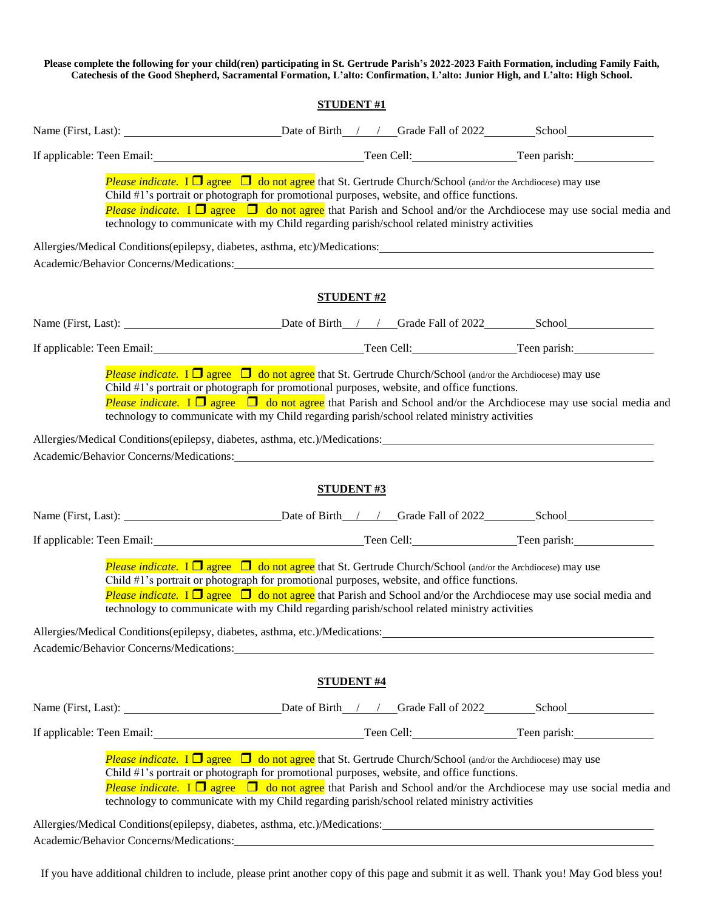**Please complete the following for your child(ren) participating in St. Gertrude Parish's 2022-2023 Faith Formation, including Family Faith, Catechesis of the Good Shepherd, Sacramental Formation, L'alto: Confirmation, L'alto: Junior High, and L'alto: High School.**

**STUDENT #1**

Name (First, Last): ______________________ Date of Birth ___/___/___ Grade Fall of 2022________ School______________

If applicable: Teen Email:______________________________ Teen Cell:________________ Teen parish:_____________

*Please indicate.* I ❐ agree ❐ do not agree that St. Gertrude Church/School (and/or the Archdiocese) may use Child #1's portrait or photograph for promotional purposes, website, and office functions.

*Please indicate.* I ❐ agree ❐ do not agree that Parish and School and/or the Archdiocese may use social media and technology to communicate with my Child regarding parish/school related ministry activities

Allergies/Medical Conditions(epilepsy, diabetes, asthma, etc)/Medications:_________________________________________

Academic/Behavior Concerns/Medications:_________________________________________________________________

**STUDENT #2**

Name (First, Last): ______________________ Date of Birth ___/___/___ Grade Fall of 2022________ School______________

If applicable: Teen Email:______________________________ Teen Cell:________________ Teen parish:_____________

*Please indicate.* I ❐ agree ❐ do not agree that St. Gertrude Church/School (and/or the Archdiocese) may use Child #1's portrait or photograph for promotional purposes, website, and office functions.

*Please indicate.* I ❐ agree ❐ do not agree that Parish and School and/or the Archdiocese may use social media and technology to communicate with my Child regarding parish/school related ministry activities

Allergies/Medical Conditions(epilepsy, diabetes, asthma, etc.)/Medications:________________________________________

Academic/Behavior Concerns/Medications:_________________________________________________________________

**STUDENT #3**

Name (First, Last): ______________________ Date of Birth ___/___/___ Grade Fall of 2022________ School______________

If applicable: Teen Email:______________________________ Teen Cell:________________ Teen parish:_____________

*Please indicate.* I ❐ agree ❐ do not agree that St. Gertrude Church/School (and/or the Archdiocese) may use Child #1's portrait or photograph for promotional purposes, website, and office functions.

*Please indicate.* I ❐ agree ❐ do not agree that Parish and School and/or the Archdiocese may use social media and technology to communicate with my Child regarding parish/school related ministry activities

Allergies/Medical Conditions(epilepsy, diabetes, asthma, etc.)/Medications:________________________________________

Academic/Behavior Concerns/Medications:_________________________________________________________________

**STUDENT #4**

Name (First, Last): ______________________ Date of Birth ___/___/___ Grade Fall of 2022________ School______________

If applicable: Teen Email:______________________________ Teen Cell:________________ Teen parish:_____________

*Please indicate.* I ❐ agree ❐ do not agree that St. Gertrude Church/School (and/or the Archdiocese) may use Child #1's portrait or photograph for promotional purposes, website, and office functions.

*Please indicate.* I ❐ agree ❐ do not agree that Parish and School and/or the Archdiocese may use social media and technology to communicate with my Child regarding parish/school related ministry activities

Allergies/Medical Conditions(epilepsy, diabetes, asthma, etc.)/Medications:________________________________________

Academic/Behavior Concerns/Medications:_________________________________________________________________

If you have additional children to include, please print another copy of this page and submit it as well. Thank you! May God bless you!